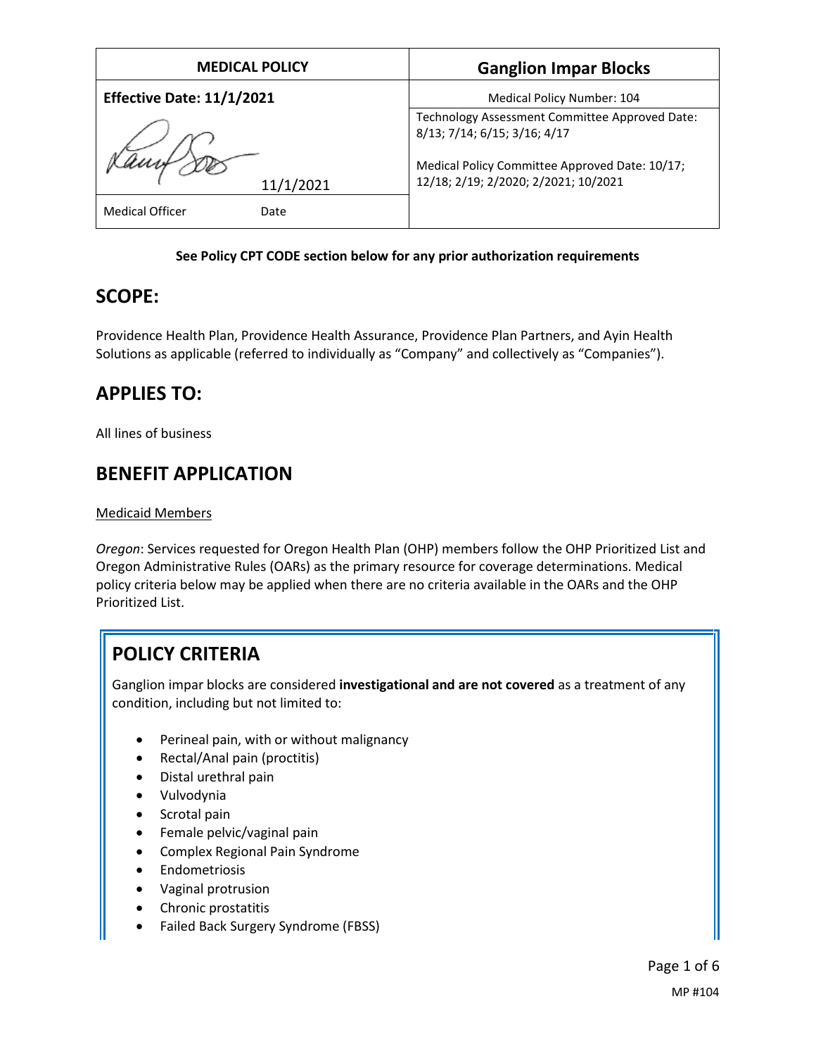| MEDICAL POLICY | Ganglion Impar Blocks |
|---|---|
| **Effective Date: 11/1/2021** | Medical Policy Number: 104 |
| 11/1/2021 | Technology Assessment Committee Approved Date: 8/13; 7/14; 6/15; 3/16; 4/17<br><br>Medical Policy Committee Approved Date: 10/17; 12/18; 2/19; 2/2020; 2/2021; 10/2021 |
| Medical Officer Date | |

**See Policy CPT CODE section below for any prior authorization requirements**

## SCOPE:

Providence Health Plan, Providence Health Assurance, Providence Plan Partners, and Ayin Health Solutions as applicable (referred to individually as "Company" and collectively as "Companies").

## APPLIES TO:

All lines of business

## BENEFIT APPLICATION

Medicaid Members

*Oregon*: Services requested for Oregon Health Plan (OHP) members follow the OHP Prioritized List and Oregon Administrative Rules (OARs) as the primary resource for coverage determinations. Medical policy criteria below may be applied when there are no criteria available in the OARs and the OHP Prioritized List.

## POLICY CRITERIA

Ganglion impar blocks are considered **investigational and are not covered** as a treatment of any condition, including but not limited to:

- Perineal pain, with or without malignancy
- Rectal/Anal pain (proctitis)
- Distal urethral pain
- Vulvodynia
- Scrotal pain
- Female pelvic/vaginal pain
- Complex Regional Pain Syndrome
- Endometriosis
- Vaginal protrusion
- Chronic prostatitis
- Failed Back Surgery Syndrome (FBSS)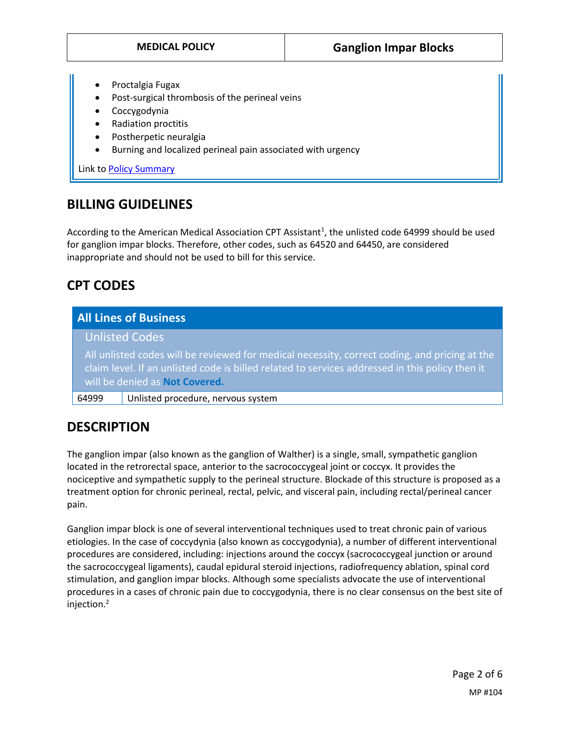- Proctalgia Fugax
- Post-surgical thrombosis of the perineal veins
- Coccygodynia
- Radiation proctitis
- Postherpetic neuralgia
- Burning and localized perineal pain associated with urgency

Link to [Policy Summary](#)

## BILLING GUIDELINES

According to the American Medical Association CPT Assistant[1], the unlisted code 64999 should be used for ganglion impar blocks. Therefore, other codes, such as 64520 and 64450, are considered inappropriate and should not be used to bill for this service.

## CPT CODES

| All Lines of Business | |
|---|---|
| **Unlisted Codes** All unlisted codes will be reviewed for medical necessity, correct coding, and pricing at the claim level. If an unlisted code is billed related to services addressed in this policy then it will be denied as **Not Covered.** | |
| 64999 | Unlisted procedure, nervous system |

## DESCRIPTION

The ganglion impar (also known as the ganglion of Walther) is a single, small, sympathetic ganglion located in the retrorectal space, anterior to the sacrococcygeal joint or coccyx. It provides the nociceptive and sympathetic supply to the perineal structure. Blockade of this structure is proposed as a treatment option for chronic perineal, rectal, pelvic, and visceral pain, including rectal/perineal cancer pain.

Ganglion impar block is one of several interventional techniques used to treat chronic pain of various etiologies. In the case of coccydynia (also known as coccygodynia), a number of different interventional procedures are considered, including: injections around the coccyx (sacrococcygeal junction or around the sacrococcygeal ligaments), caudal epidural steroid injections, radiofrequency ablation, spinal cord stimulation, and ganglion impar blocks. Although some specialists advocate the use of interventional procedures in a cases of chronic pain due to coccygodynia, there is no clear consensus on the best site of injection.[2]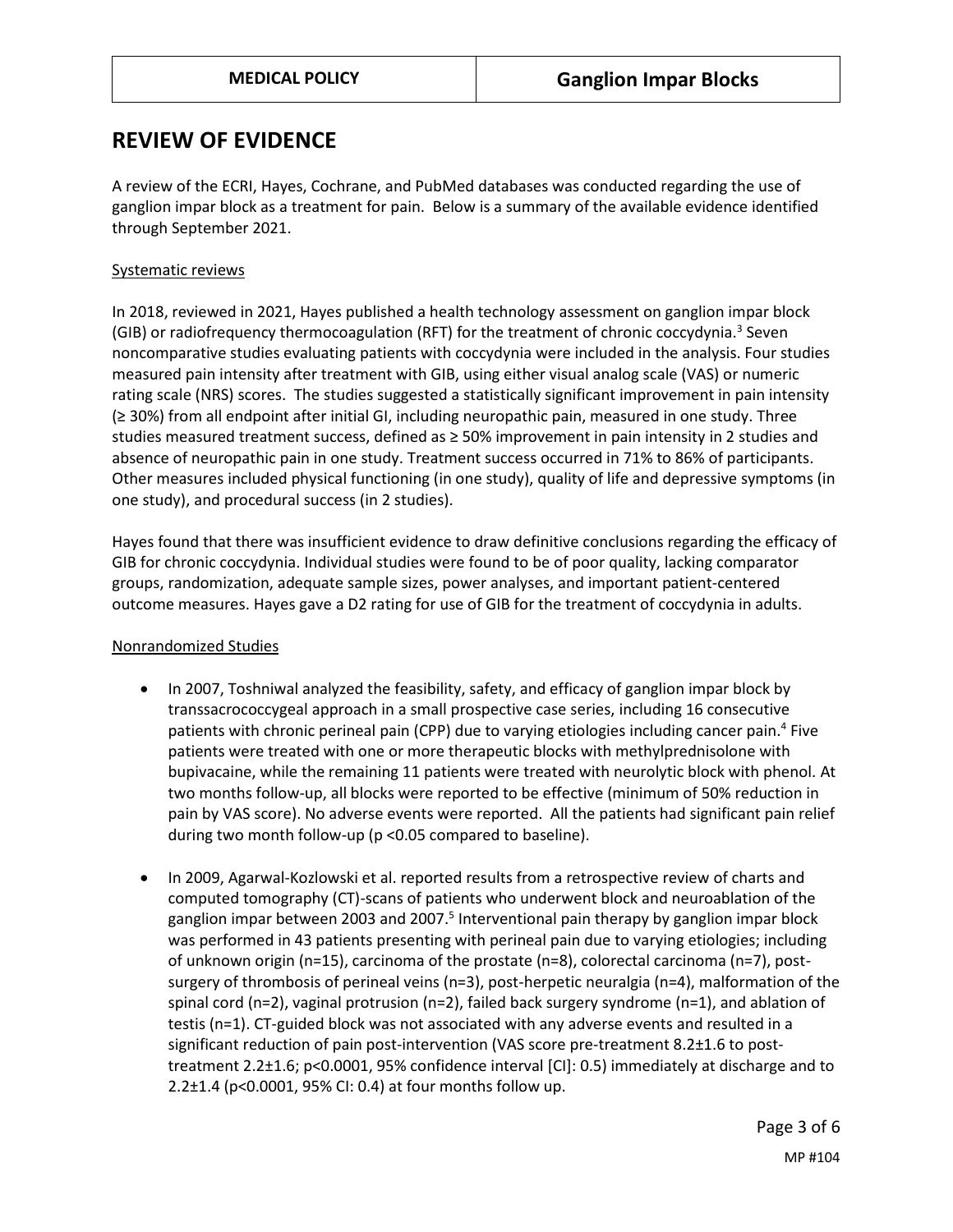## REVIEW OF EVIDENCE

A review of the ECRI, Hayes, Cochrane, and PubMed databases was conducted regarding the use of ganglion impar block as a treatment for pain. Below is a summary of the available evidence identified through September 2021.

### Systematic reviews

In 2018, reviewed in 2021, Hayes published a health technology assessment on ganglion impar block (GIB) or radiofrequency thermocoagulation (RFT) for the treatment of chronic coccydynia.[3] Seven noncomparative studies evaluating patients with coccydynia were included in the analysis. Four studies measured pain intensity after treatment with GIB, using either visual analog scale (VAS) or numeric rating scale (NRS) scores. The studies suggested a statistically significant improvement in pain intensity (≥ 30%) from all endpoint after initial GI, including neuropathic pain, measured in one study. Three studies measured treatment success, defined as ≥ 50% improvement in pain intensity in 2 studies and absence of neuropathic pain in one study. Treatment success occurred in 71% to 86% of participants. Other measures included physical functioning (in one study), quality of life and depressive symptoms (in one study), and procedural success (in 2 studies).

Hayes found that there was insufficient evidence to draw definitive conclusions regarding the efficacy of GIB for chronic coccydynia. Individual studies were found to be of poor quality, lacking comparator groups, randomization, adequate sample sizes, power analyses, and important patient-centered outcome measures. Hayes gave a D2 rating for use of GIB for the treatment of coccydynia in adults.

### Nonrandomized Studies

- In 2007, Toshniwal analyzed the feasibility, safety, and efficacy of ganglion impar block by transsacrococcygeal approach in a small prospective case series, including 16 consecutive patients with chronic perineal pain (CPP) due to varying etiologies including cancer pain.[4] Five patients were treated with one or more therapeutic blocks with methylprednisolone with bupivacaine, while the remaining 11 patients were treated with neurolytic block with phenol. At two months follow-up, all blocks were reported to be effective (minimum of 50% reduction in pain by VAS score). No adverse events were reported. All the patients had significant pain relief during two month follow-up ($p < 0.05$ compared to baseline).

- In 2009, Agarwal-Kozlowski et al. reported results from a retrospective review of charts and computed tomography (CT)-scans of patients who underwent block and neuroablation of the ganglion impar between 2003 and 2007.[5] Interventional pain therapy by ganglion impar block was performed in 43 patients presenting with perineal pain due to varying etiologies; including of unknown origin (n=15), carcinoma of the prostate (n=8), colorectal carcinoma (n=7), post-surgery of thrombosis of perineal veins (n=3), post-herpetic neuralgia (n=4), malformation of the spinal cord (n=2), vaginal protrusion (n=2), failed back surgery syndrome (n=1), and ablation of testis (n=1). CT-guided block was not associated with any adverse events and resulted in a significant reduction of pain post-intervention (VAS score pre-treatment $8.2 \pm 1.6$ to post-treatment $2.2 \pm 1.6$; $p < 0.0001$, 95% confidence interval [CI]: 0.5) immediately at discharge and to $2.2 \pm 1.4$ ($p < 0.0001$, 95% CI: 0.4) at four months follow up.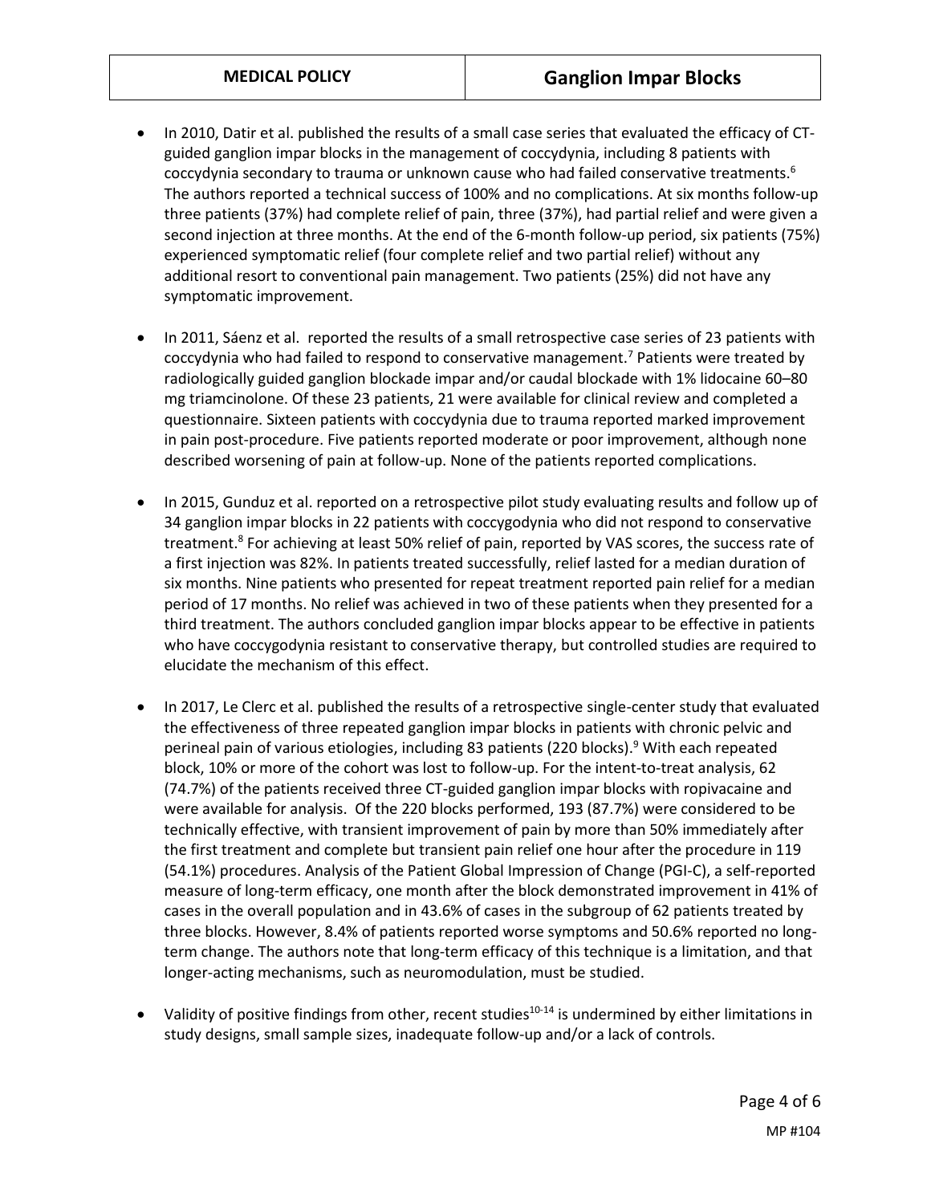- In 2010, Datir et al. published the results of a small case series that evaluated the efficacy of CT-guided ganglion impar blocks in the management of coccydynia, including 8 patients with coccydynia secondary to trauma or unknown cause who had failed conservative treatments.[6] The authors reported a technical success of 100% and no complications. At six months follow-up three patients (37%) had complete relief of pain, three (37%), had partial relief and were given a second injection at three months. At the end of the 6-month follow-up period, six patients (75%) experienced symptomatic relief (four complete relief and two partial relief) without any additional resort to conventional pain management. Two patients (25%) did not have any symptomatic improvement.

- In 2011, Sáenz et al. reported the results of a small retrospective case series of 23 patients with coccydynia who had failed to respond to conservative management.[7] Patients were treated by radiologically guided ganglion blockade impar and/or caudal blockade with 1% lidocaine 60–80 mg triamcinolone. Of these 23 patients, 21 were available for clinical review and completed a questionnaire. Sixteen patients with coccydynia due to trauma reported marked improvement in pain post-procedure. Five patients reported moderate or poor improvement, although none described worsening of pain at follow-up. None of the patients reported complications.

- In 2015, Gunduz et al. reported on a retrospective pilot study evaluating results and follow up of 34 ganglion impar blocks in 22 patients with coccygodynia who did not respond to conservative treatment.[8] For achieving at least 50% relief of pain, reported by VAS scores, the success rate of a first injection was 82%. In patients treated successfully, relief lasted for a median duration of six months. Nine patients who presented for repeat treatment reported pain relief for a median period of 17 months. No relief was achieved in two of these patients when they presented for a third treatment. The authors concluded ganglion impar blocks appear to be effective in patients who have coccygodynia resistant to conservative therapy, but controlled studies are required to elucidate the mechanism of this effect.

- In 2017, Le Clerc et al. published the results of a retrospective single-center study that evaluated the effectiveness of three repeated ganglion impar blocks in patients with chronic pelvic and perineal pain of various etiologies, including 83 patients (220 blocks).[9] With each repeated block, 10% or more of the cohort was lost to follow-up. For the intent-to-treat analysis, 62 (74.7%) of the patients received three CT-guided ganglion impar blocks with ropivacaine and were available for analysis. Of the 220 blocks performed, 193 (87.7%) were considered to be technically effective, with transient improvement of pain by more than 50% immediately after the first treatment and complete but transient pain relief one hour after the procedure in 119 (54.1%) procedures. Analysis of the Patient Global Impression of Change (PGI-C), a self-reported measure of long-term efficacy, one month after the block demonstrated improvement in 41% of cases in the overall population and in 43.6% of cases in the subgroup of 62 patients treated by three blocks. However, 8.4% of patients reported worse symptoms and 50.6% reported no long-term change. The authors note that long-term efficacy of this technique is a limitation, and that longer-acting mechanisms, such as neuromodulation, must be studied.

- Validity of positive findings from other, recent studies[10-14] is undermined by either limitations in study designs, small sample sizes, inadequate follow-up and/or a lack of controls.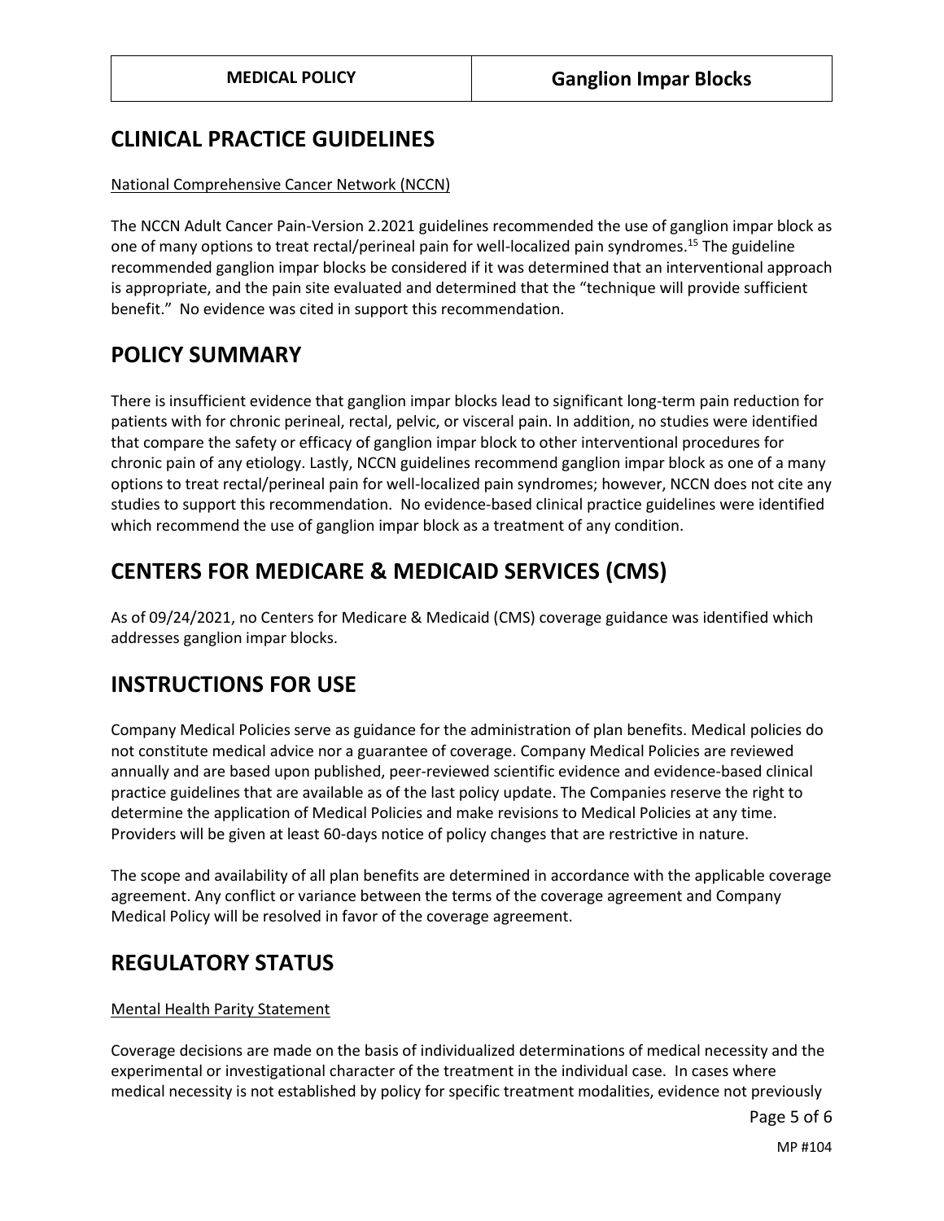## CLINICAL PRACTICE GUIDELINES

National Comprehensive Cancer Network (NCCN)

The NCCN Adult Cancer Pain-Version 2.2021 guidelines recommended the use of ganglion impar block as one of many options to treat rectal/perineal pain for well-localized pain syndromes.[15] The guideline recommended ganglion impar blocks be considered if it was determined that an interventional approach is appropriate, and the pain site evaluated and determined that the "technique will provide sufficient benefit." No evidence was cited in support this recommendation.

## POLICY SUMMARY

There is insufficient evidence that ganglion impar blocks lead to significant long-term pain reduction for patients with for chronic perineal, rectal, pelvic, or visceral pain. In addition, no studies were identified that compare the safety or efficacy of ganglion impar block to other interventional procedures for chronic pain of any etiology. Lastly, NCCN guidelines recommend ganglion impar block as one of a many options to treat rectal/perineal pain for well-localized pain syndromes; however, NCCN does not cite any studies to support this recommendation. No evidence-based clinical practice guidelines were identified which recommend the use of ganglion impar block as a treatment of any condition.

## CENTERS FOR MEDICARE & MEDICAID SERVICES (CMS)

As of 09/24/2021, no Centers for Medicare & Medicaid (CMS) coverage guidance was identified which addresses ganglion impar blocks.

## INSTRUCTIONS FOR USE

Company Medical Policies serve as guidance for the administration of plan benefits. Medical policies do not constitute medical advice nor a guarantee of coverage. Company Medical Policies are reviewed annually and are based upon published, peer-reviewed scientific evidence and evidence-based clinical practice guidelines that are available as of the last policy update. The Companies reserve the right to determine the application of Medical Policies and make revisions to Medical Policies at any time. Providers will be given at least 60-days notice of policy changes that are restrictive in nature.

The scope and availability of all plan benefits are determined in accordance with the applicable coverage agreement. Any conflict or variance between the terms of the coverage agreement and Company Medical Policy will be resolved in favor of the coverage agreement.

## REGULATORY STATUS

Mental Health Parity Statement

Coverage decisions are made on the basis of individualized determinations of medical necessity and the experimental or investigational character of the treatment in the individual case. In cases where medical necessity is not established by policy for specific treatment modalities, evidence not previously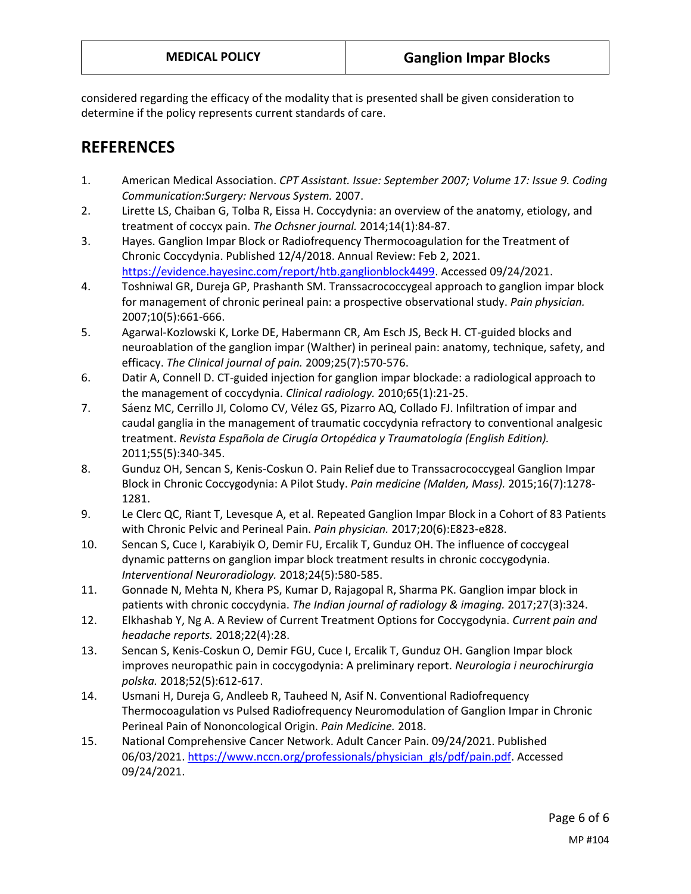considered regarding the efficacy of the modality that is presented shall be given consideration to determine if the policy represents current standards of care.

## REFERENCES

1. American Medical Association. *CPT Assistant. Issue: September 2007; Volume 17: Issue 9. Coding Communication:Surgery: Nervous System.* 2007.
2. Lirette LS, Chaiban G, Tolba R, Eissa H. Coccydynia: an overview of the anatomy, etiology, and treatment of coccyx pain. *The Ochsner journal.* 2014;14(1):84-87.
3. Hayes. Ganglion Impar Block or Radiofrequency Thermocoagulation for the Treatment of Chronic Coccydynia. Published 12/4/2018. Annual Review: Feb 2, 2021. https://evidence.hayesinc.com/report/htb.ganglionblock4499. Accessed 09/24/2021.
4. Toshniwal GR, Dureja GP, Prashanth SM. Transsacrococcygeal approach to ganglion impar block for management of chronic perineal pain: a prospective observational study. *Pain physician.* 2007;10(5):661-666.
5. Agarwal-Kozlowski K, Lorke DE, Habermann CR, Am Esch JS, Beck H. CT-guided blocks and neuroablation of the ganglion impar (Walther) in perineal pain: anatomy, technique, safety, and efficacy. *The Clinical journal of pain.* 2009;25(7):570-576.
6. Datir A, Connell D. CT-guided injection for ganglion impar blockade: a radiological approach to the management of coccydynia. *Clinical radiology.* 2010;65(1):21-25.
7. Sáenz MC, Cerrillo JI, Colomo CV, Vélez GS, Pizarro AQ, Collado FJ. Infiltration of impar and caudal ganglia in the management of traumatic coccydynia refractory to conventional analgesic treatment. *Revista Española de Cirugía Ortopédica y Traumatología (English Edition).* 2011;55(5):340-345.
8. Gunduz OH, Sencan S, Kenis-Coskun O. Pain Relief due to Transsacrococcygeal Ganglion Impar Block in Chronic Coccygodynia: A Pilot Study. *Pain medicine (Malden, Mass).* 2015;16(7):1278-1281.
9. Le Clerc QC, Riant T, Levesque A, et al. Repeated Ganglion Impar Block in a Cohort of 83 Patients with Chronic Pelvic and Perineal Pain. *Pain physician.* 2017;20(6):E823-e828.
10. Sencan S, Cuce I, Karabiyik O, Demir FU, Ercalik T, Gunduz OH. The influence of coccygeal dynamic patterns on ganglion impar block treatment results in chronic coccygodynia. *Interventional Neuroradiology.* 2018;24(5):580-585.
11. Gonnade N, Mehta N, Khera PS, Kumar D, Rajagopal R, Sharma PK. Ganglion impar block in patients with chronic coccydynia. *The Indian journal of radiology & imaging.* 2017;27(3):324.
12. Elkhashab Y, Ng A. A Review of Current Treatment Options for Coccygodynia. *Current pain and headache reports.* 2018;22(4):28.
13. Sencan S, Kenis-Coskun O, Demir FGU, Cuce I, Ercalik T, Gunduz OH. Ganglion Impar block improves neuropathic pain in coccygodynia: A preliminary report. *Neurologia i neurochirurgia polska.* 2018;52(5):612-617.
14. Usmani H, Dureja G, Andleeb R, Tauheed N, Asif N. Conventional Radiofrequency Thermocoagulation vs Pulsed Radiofrequency Neuromodulation of Ganglion Impar in Chronic Perineal Pain of Nononcological Origin. *Pain Medicine.* 2018.
15. National Comprehensive Cancer Network. Adult Cancer Pain. 09/24/2021. Published 06/03/2021. https://www.nccn.org/professionals/physician_gls/pdf/pain.pdf. Accessed 09/24/2021.